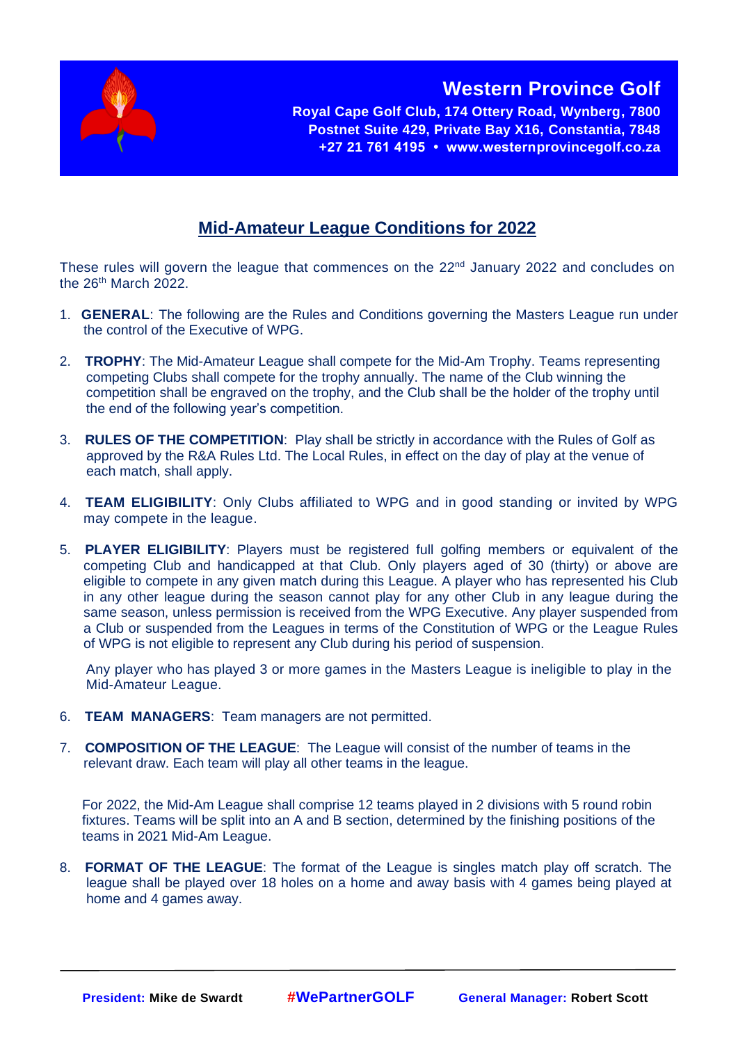**Western Province Golf**

**Royal Cape Golf Club, 174 Ottery Road, Wynberg, 7800**
**Postnet Suite 429, Private Bay X16, Constantia, 7848**
**+27 21 761 4195 • www.westernprovincegolf.co.za**

# Mid-Amateur League Conditions for 2022

These rules will govern the league that commences on the 22nd January 2022 and concludes on the 26th March 2022.

1. **GENERAL**: The following are the Rules and Conditions governing the Masters League run under the control of the Executive of WPG.

2. **TROPHY**: The Mid-Amateur League shall compete for the Mid-Am Trophy. Teams representing competing Clubs shall compete for the trophy annually. The name of the Club winning the competition shall be engraved on the trophy, and the Club shall be the holder of the trophy until the end of the following year's competition.

3. **RULES OF THE COMPETITION**: Play shall be strictly in accordance with the Rules of Golf as approved by the R&A Rules Ltd. The Local Rules, in effect on the day of play at the venue of each match, shall apply.

4. **TEAM ELIGIBILITY**: Only Clubs affiliated to WPG and in good standing or invited by WPG may compete in the league.

5. **PLAYER ELIGIBILITY**: Players must be registered full golfing members or equivalent of the competing Club and handicapped at that Club. Only players aged of 30 (thirty) or above are eligible to compete in any given match during this League. A player who has represented his Club in any other league during the season cannot play for any other Club in any league during the same season, unless permission is received from the WPG Executive. Any player suspended from a Club or suspended from the Leagues in terms of the Constitution of WPG or the League Rules of WPG is not eligible to represent any Club during his period of suspension.

   Any player who has played 3 or more games in the Masters League is ineligible to play in the Mid-Amateur League.

6. **TEAM MANAGERS**: Team managers are not permitted.

7. **COMPOSITION OF THE LEAGUE**: The League will consist of the number of teams in the relevant draw. Each team will play all other teams in the league.

   For 2022, the Mid-Am League shall comprise 12 teams played in 2 divisions with 5 round robin fixtures. Teams will be split into an A and B section, determined by the finishing positions of the teams in 2021 Mid-Am League.

8. **FORMAT OF THE LEAGUE**: The format of the League is singles match play off scratch. The league shall be played over 18 holes on a home and away basis with 4 games being played at home and 4 games away.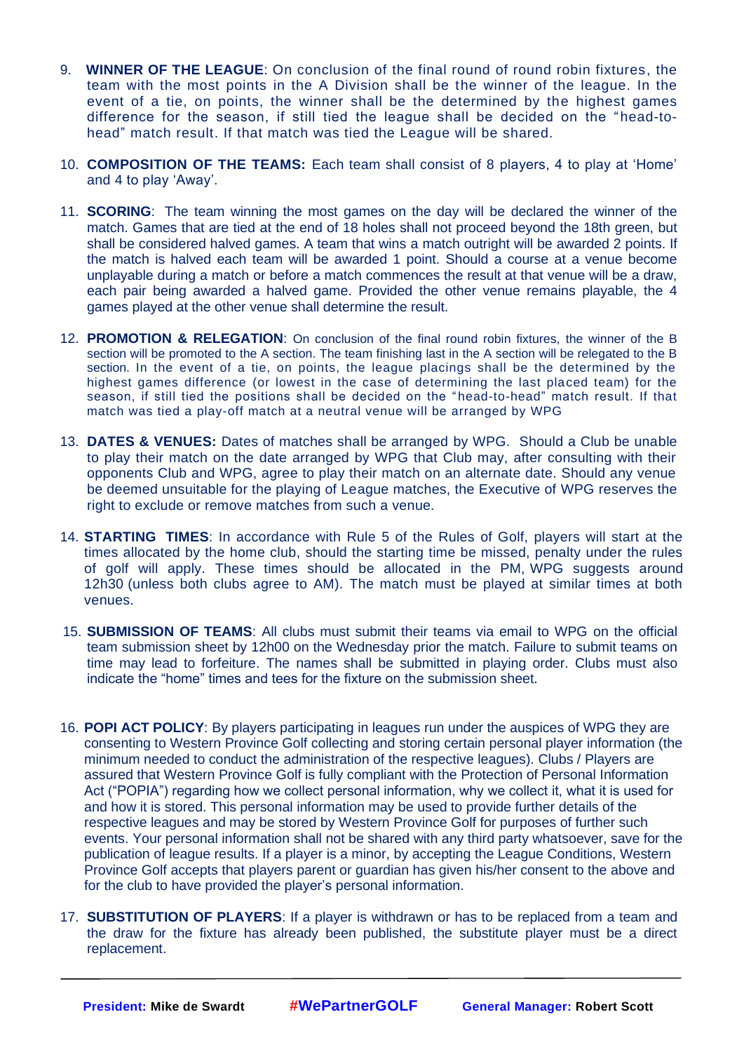9. **WINNER OF THE LEAGUE**: On conclusion of the final round of round robin fixtures, the team with the most points in the A Division shall be the winner of the league. In the event of a tie, on points, the winner shall be the determined by the highest games difference for the season, if still tied the league shall be decided on the "head-to-head" match result. If that match was tied the League will be shared.

10. **COMPOSITION OF THE TEAMS:** Each team shall consist of 8 players, 4 to play at 'Home' and 4 to play 'Away'.

11. **SCORING**: The team winning the most games on the day will be declared the winner of the match. Games that are tied at the end of 18 holes shall not proceed beyond the 18th green, but shall be considered halved games. A team that wins a match outright will be awarded 2 points. If the match is halved each team will be awarded 1 point. Should a course at a venue become unplayable during a match or before a match commences the result at that venue will be a draw, each pair being awarded a halved game. Provided the other venue remains playable, the 4 games played at the other venue shall determine the result.

12. **PROMOTION & RELEGATION**: On conclusion of the final round robin fixtures, the winner of the B section will be promoted to the A section. The team finishing last in the A section will be relegated to the B section. In the event of a tie, on points, the league placings shall be the determined by the highest games difference (or lowest in the case of determining the last placed team) for the season, if still tied the positions shall be decided on the "head-to-head" match result. If that match was tied a play-off match at a neutral venue will be arranged by WPG

13. **DATES & VENUES:** Dates of matches shall be arranged by WPG. Should a Club be unable to play their match on the date arranged by WPG that Club may, after consulting with their opponents Club and WPG, agree to play their match on an alternate date. Should any venue be deemed unsuitable for the playing of League matches, the Executive of WPG reserves the right to exclude or remove matches from such a venue.

14. **STARTING TIMES**: In accordance with Rule 5 of the Rules of Golf, players will start at the times allocated by the home club, should the starting time be missed, penalty under the rules of golf will apply. These times should be allocated in the PM, WPG suggests around 12h30 (unless both clubs agree to AM). The match must be played at similar times at both venues.

15. **SUBMISSION OF TEAMS**: All clubs must submit their teams via email to WPG on the official team submission sheet by 12h00 on the Wednesday prior the match. Failure to submit teams on time may lead to forfeiture. The names shall be submitted in playing order. Clubs must also indicate the "home" times and tees for the fixture on the submission sheet.

16. **POPI ACT POLICY**: By players participating in leagues run under the auspices of WPG they are consenting to Western Province Golf collecting and storing certain personal player information (the minimum needed to conduct the administration of the respective leagues). Clubs / Players are assured that Western Province Golf is fully compliant with the Protection of Personal Information Act ("POPIA") regarding how we collect personal information, why we collect it, what it is used for and how it is stored. This personal information may be used to provide further details of the respective leagues and may be stored by Western Province Golf for purposes of further such events. Your personal information shall not be shared with any third party whatsoever, save for the publication of league results. If a player is a minor, by accepting the League Conditions, Western Province Golf accepts that players parent or guardian has given his/her consent to the above and for the club to have provided the player's personal information.

17. **SUBSTITUTION OF PLAYERS**: If a player is withdrawn or has to be replaced from a team and the draw for the fixture has already been published, the substitute player must be a direct replacement.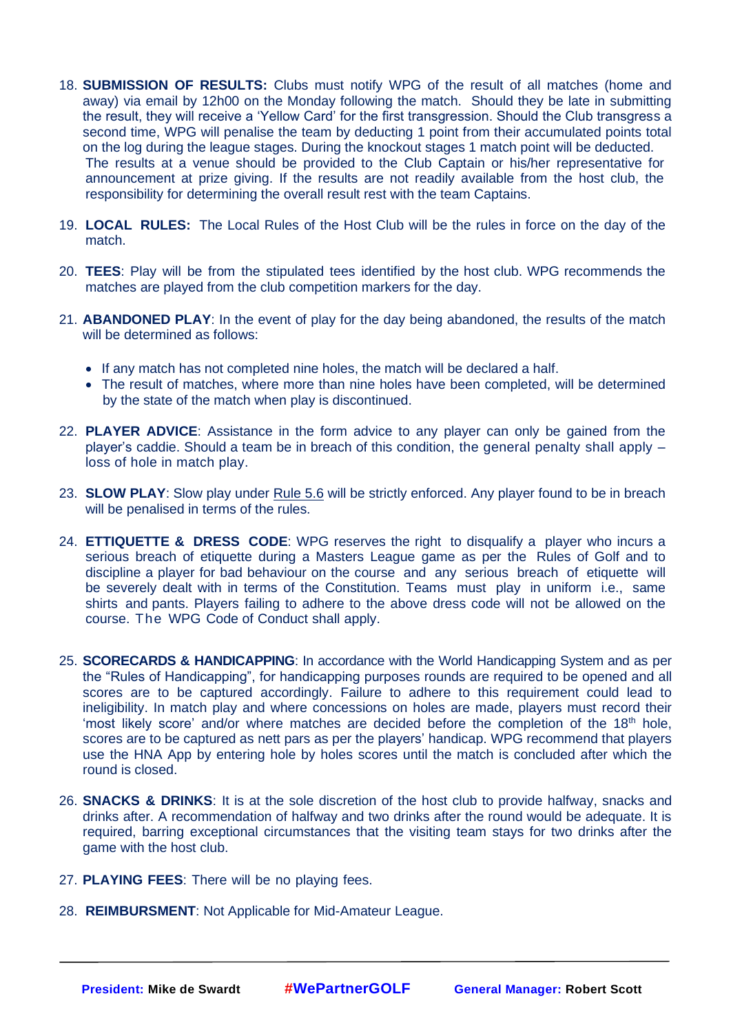18. **SUBMISSION OF RESULTS:** Clubs must notify WPG of the result of all matches (home and away) via email by 12h00 on the Monday following the match. Should they be late in submitting the result, they will receive a 'Yellow Card' for the first transgression. Should the Club transgress a second time, WPG will penalise the team by deducting 1 point from their accumulated points total on the log during the league stages. During the knockout stages 1 match point will be deducted.
    The results at a venue should be provided to the Club Captain or his/her representative for announcement at prize giving. If the results are not readily available from the host club, the responsibility for determining the overall result rest with the team Captains.

19. **LOCAL RULES:** The Local Rules of the Host Club will be the rules in force on the day of the match.

20. **TEES**: Play will be from the stipulated tees identified by the host club. WPG recommends the matches are played from the club competition markers for the day.

21. **ABANDONED PLAY**: In the event of play for the day being abandoned, the results of the match will be determined as follows:

    - If any match has not completed nine holes, the match will be declared a half.
    - The result of matches, where more than nine holes have been completed, will be determined by the state of the match when play is discontinued.

22. **PLAYER ADVICE**: Assistance in the form advice to any player can only be gained from the player's caddie. Should a team be in breach of this condition, the general penalty shall apply – loss of hole in match play.

23. **SLOW PLAY**: Slow play under Rule 5.6 will be strictly enforced. Any player found to be in breach will be penalised in terms of the rules.

24. **ETTIQUETTE & DRESS CODE**: WPG reserves the right to disqualify a player who incurs a serious breach of etiquette during a Masters League game as per the Rules of Golf and to discipline a player for bad behaviour on the course and any serious breach of etiquette will be severely dealt with in terms of the Constitution. Teams must play in uniform i.e., same shirts and pants. Players failing to adhere to the above dress code will not be allowed on the course. The WPG Code of Conduct shall apply.

25. **SCORECARDS & HANDICAPPING**: In accordance with the World Handicapping System and as per the "Rules of Handicapping", for handicapping purposes rounds are required to be opened and all scores are to be captured accordingly. Failure to adhere to this requirement could lead to ineligibility. In match play and where concessions on holes are made, players must record their 'most likely score' and/or where matches are decided before the completion of the 18th hole, scores are to be captured as nett pars as per the players' handicap. WPG recommend that players use the HNA App by entering hole by holes scores until the match is concluded after which the round is closed.

26. **SNACKS & DRINKS**: It is at the sole discretion of the host club to provide halfway, snacks and drinks after. A recommendation of halfway and two drinks after the round would be adequate. It is required, barring exceptional circumstances that the visiting team stays for two drinks after the game with the host club.

27. **PLAYING FEES**: There will be no playing fees.

28. **REIMBURSMENT**: Not Applicable for Mid-Amateur League.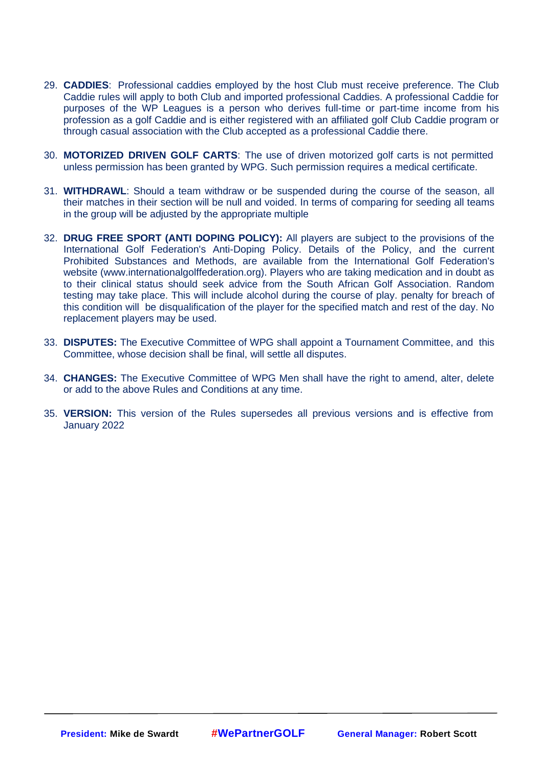29. **CADDIES**: Professional caddies employed by the host Club must receive preference. The Club Caddie rules will apply to both Club and imported professional Caddies. A professional Caddie for purposes of the WP Leagues is a person who derives full-time or part-time income from his profession as a golf Caddie and is either registered with an affiliated golf Club Caddie program or through casual association with the Club accepted as a professional Caddie there.

30. **MOTORIZED DRIVEN GOLF CARTS**: The use of driven motorized golf carts is not permitted unless permission has been granted by WPG. Such permission requires a medical certificate.

31. **WITHDRAWL**: Should a team withdraw or be suspended during the course of the season, all their matches in their section will be null and voided. In terms of comparing for seeding all teams in the group will be adjusted by the appropriate multiple

32. **DRUG FREE SPORT (ANTI DOPING POLICY):** All players are subject to the provisions of the International Golf Federation's Anti-Doping Policy. Details of the Policy, and the current Prohibited Substances and Methods, are available from the International Golf Federation's website (www.internationalgolffederation.org). Players who are taking medication and in doubt as to their clinical status should seek advice from the South African Golf Association. Random testing may take place. This will include alcohol during the course of play. penalty for breach of this condition will be disqualification of the player for the specified match and rest of the day. No replacement players may be used.

33. **DISPUTES:** The Executive Committee of WPG shall appoint a Tournament Committee, and this Committee, whose decision shall be final, will settle all disputes.

34. **CHANGES:** The Executive Committee of WPG Men shall have the right to amend, alter, delete or add to the above Rules and Conditions at any time.

35. **VERSION:** This version of the Rules supersedes all previous versions and is effective from January 2022